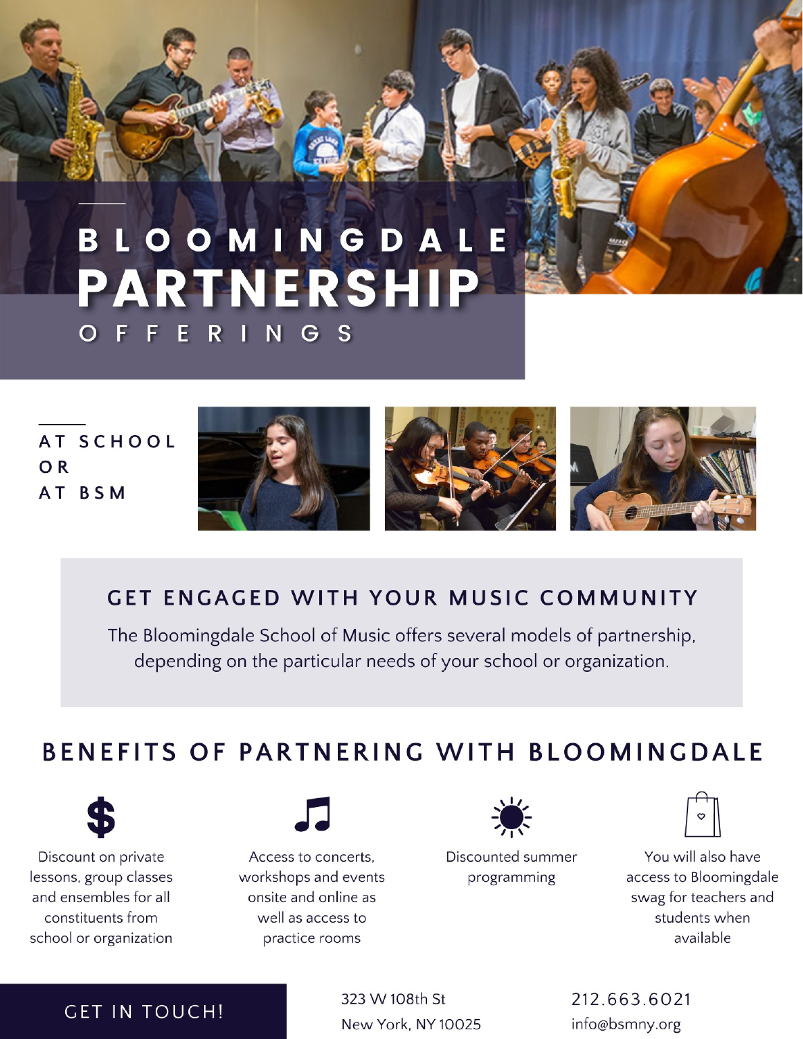# BLOOMINGDALE PARTNERSHIP OFFERINGS

## AT SCHOOL OR AT BSM

## GET ENGAGED WITH YOUR MUSIC COMMUNITY

The Bloomingdale School of Music offers several models of partnership, depending on the particular needs of your school or organization.

## BENEFITS OF PARTNERING WITH BLOOMINGDALE

- Discount on private lessons, group classes and ensembles for all constituents from school or organization
- Access to concerts, workshops and events onsite and online as well as access to practice rooms
- Discounted summer programming
- You will also have access to Bloomingdale swag for teachers and students when available

## GET IN TOUCH!

323 W 108th St
New York, NY 10025

212.663.6021
info@bsmny.org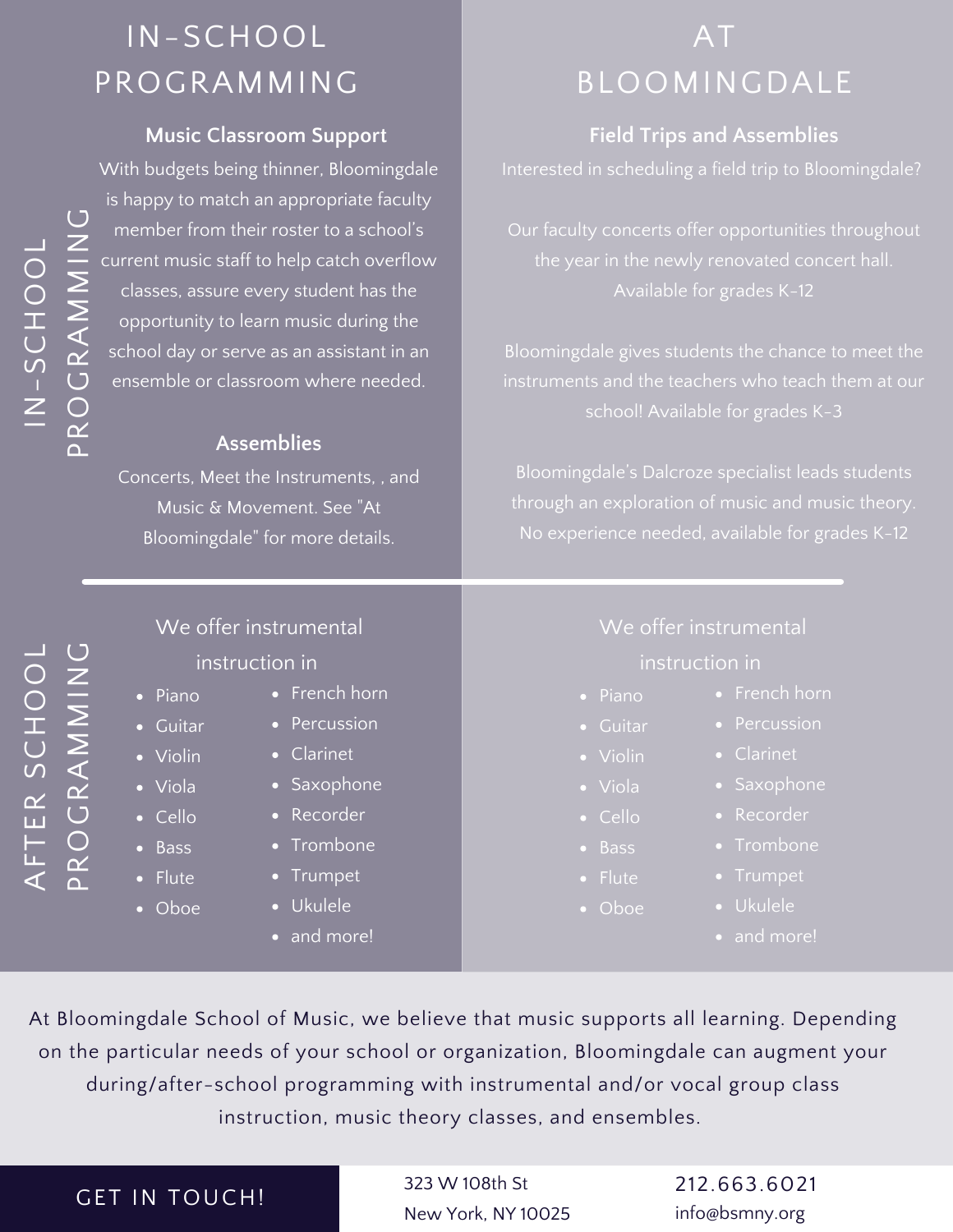# IN-SCHOOL PROGRAMMING

## IN-SCHOOL PROGRAMMING

### Music Classroom Support

With budgets being thinner, Bloomingdale is happy to match an appropriate faculty member from their roster to a school's current music staff to help catch overflow classes, assure every student has the opportunity to learn music during the school day or serve as an assistant in an ensemble or classroom where needed.

### Assemblies

Concerts, Meet the Instruments, , and Music & Movement. See "At Bloomingdale" for more details.

# AT BLOOMINGDALE

### Field Trips and Assemblies

Interested in scheduling a field trip to Bloomingdale?

Our faculty concerts offer opportunities throughout the year in the newly renovated concert hall. Available for grades K-12

Bloomingdale gives students the chance to meet the instruments and the teachers who teach them at our school! Available for grades K-3

Bloomingdale's Dalcroze specialist leads students through an exploration of music and music theory. No experience needed, available for grades K-12

## AFTER SCHOOL PROGRAMMING

We offer instrumental instruction in

- Piano
- Guitar
- Violin
- Viola
- Cello
- Bass
- Flute
- Oboe
- French horn
- Percussion
- Clarinet
- Saxophone
- Recorder
- Trombone
- Trumpet
- Ukulele
- and more!

We offer instrumental instruction in

- Piano
- Guitar
- Violin
- Viola
- Cello
- Bass
- Flute
- Oboe
- French horn
- Percussion
- Clarinet
- Saxophone
- Recorder
- Trombone
- Trumpet
- Ukulele
- and more!

At Bloomingdale School of Music, we believe that music supports all learning. Depending on the particular needs of your school or organization, Bloomingdale can augment your during/after-school programming with instrumental and/or vocal group class instruction, music theory classes, and ensembles.

GET IN TOUCH!

323 W 108th St
New York, NY 10025

212.663.6021
info@bsmny.org